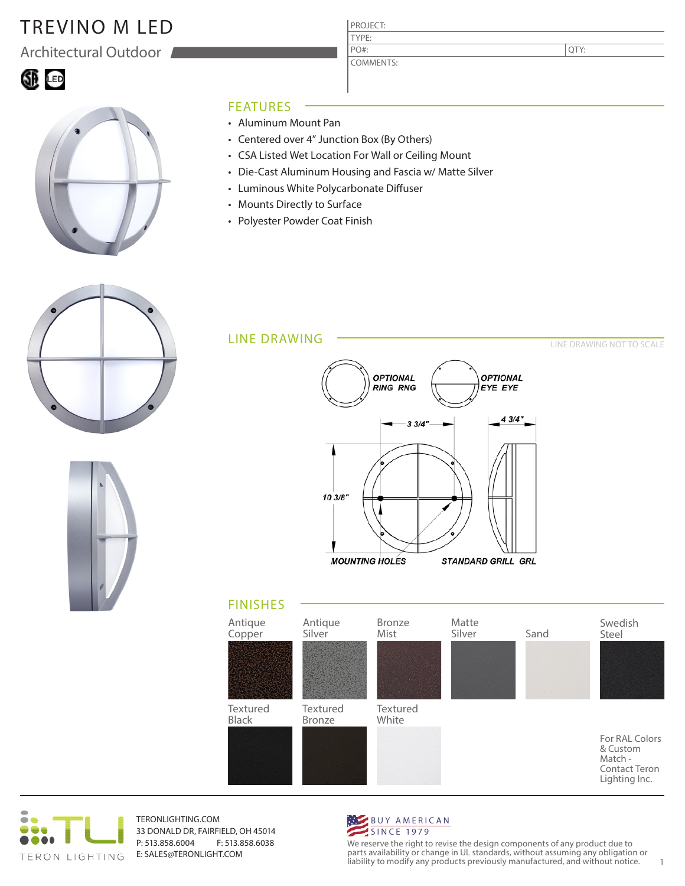# TREVINO M LED

Architectural Outdoor

| PROJECT: | |
|---|---|
| TYPE: | |
| PO#: | QTY: |
| COMMENTS: | |

## FEATURES

- Aluminum Mount Pan
- Centered over 4" Junction Box (By Others)
- CSA Listed Wet Location For Wall or Ceiling Mount
- Die-Cast Aluminum Housing and Fascia w/ Matte Silver
- Luminous White Polycarbonate Diffuser
- Mounts Directly to Surface
- Polyester Powder Coat Finish

## LINE DRAWING

LINE DRAWING NOT TO SCALE

OPTIONAL RING RNG

OPTIONAL EYE EYE

3 3/4"

4 3/4"

10 3/8"

MOUNTING HOLES

STANDARD GRILL GRL

## FINISHES

- Antique Copper
- Antique Silver
- Bronze Mist
- Matte Silver
- Sand
- Swedish Steel
- Textured Black
- Textured Bronze
- Textured White

For RAL Colors & Custom Match - Contact Teron Lighting Inc.

TERON LIGHTING

TERONLIGHTING.COM
33 DONALD DR, FAIRFIELD, OH 45014
P: 513.858.6004 F: 513.858.6038
E: SALES@TERONLIGHT.COM

BUY AMERICAN SINCE 1979

We reserve the right to revise the design components of any product due to parts availability or change in UL standards, without assuming any obligation or liability to modify any products previously manufactured, and without notice.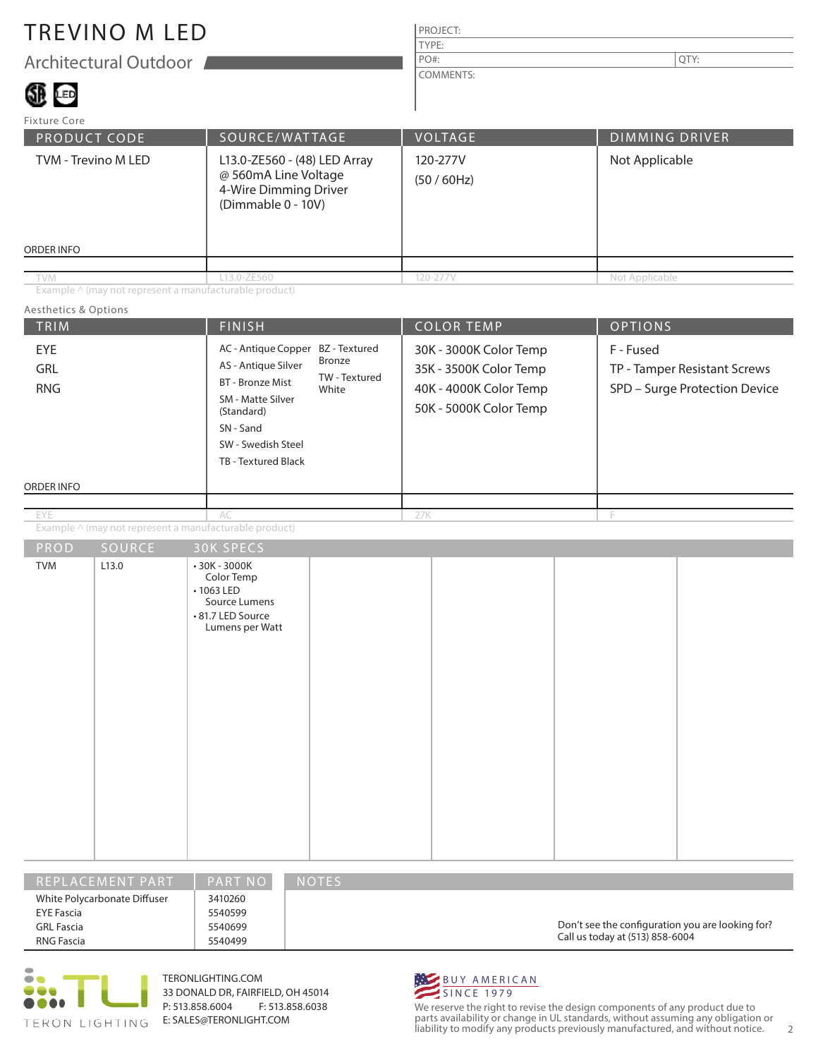# TREVINO M LED

## Architectual Outdoor

| PROJECT: | |
|---|---|
| TYPE: | |
| PO#: | QTY: |
| COMMENTS: | |

Fixture Core

| PRODUCT CODE | SOURCE/WATTAGE | VOLTAGE | DIMMING DRIVER |
|---|---|---|---|
| TVM - Trevino M LED | L13.0-ZE560 - (48) LED Array @ 560mA Line Voltage 4-Wire Dimming Driver (Dimmable 0 - 10V) | 120-277V (50 / 60Hz) | Not Applicable |
| ORDER INFO | | | |
| TVM | L13.0-ZE560 | 120-277V | Not Applicable |

Example ^ (may not represent a manufacturable product)

Aesthetics & Options

| TRIM | FINISH | COLOR TEMP | OPTIONS |
|---|---|---|---|
| EYE<br>GRL<br>RNG | AC - Antique Copper<br>AS - Antique Silver<br>BT - Bronze Mist<br>SM - Matte Silver (Standard)<br>SN - Sand<br>SW - Swedish Steel<br>TB - Textured Black<br>BZ - Textured Bronze<br>TW - Textured White | 30K - 3000K Color Temp<br>35K - 3500K Color Temp<br>40K - 4000K Color Temp<br>50K - 5000K Color Temp | F - Fused<br>TP - Tamper Resistant Screws<br>SPD – Surge Protection Device |
| ORDER INFO | | | |
| EYE | AC | 27K | F |

Example ^ (may not represent a manufacturable product)

| PROD | SOURCE | 30K SPECS |
|---|---|---|
| TVM | L13.0 | • 30K - 3000K Color Temp<br>• 1063 LED Source Lumens<br>• 81.7 LED Source Lumens per Watt |

| REPLACEMENT PART | PART NO |
|---|---|
| White Polycarbonate Diffuser | 3410260 |
| EYE Fascia | 5540599 |
| GRL Fascia | 5540699 |
| RNG Fascia | 5540499 |

NOTES

Don't see the configuration you are looking for? Call us today at (513) 858-6004

TERON LIGHTING

TERONLIGHTING.COM
33 DONALD DR, FAIRFIELD, OH 45014
P: 513.858.6004 F: 513.858.6038
E: SALES@TERONLIGHT.COM

BUY AMERICAN SINCE 1979

We reserve the right to revise the design components of any product due to parts availability or change in UL standards, without assuming any obligation or liability to modify any products previously manufactured, and without notice.